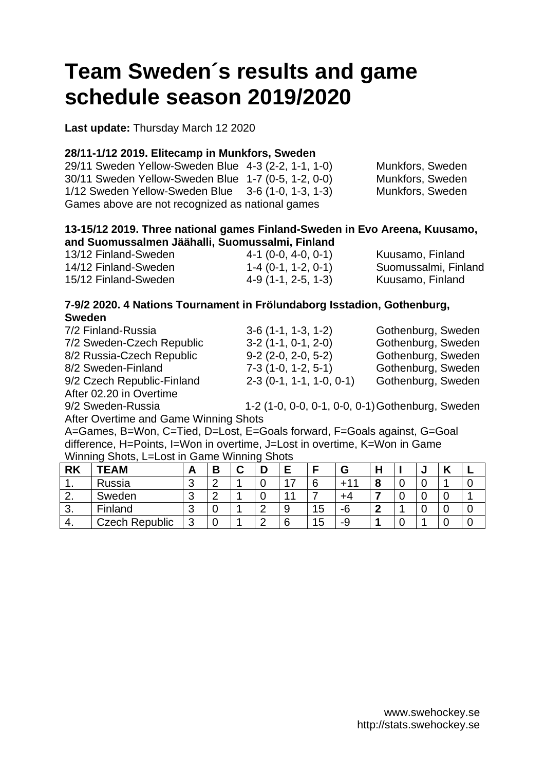# Team Sweden´s results and game schedule season 2019/2020

**Last update:** Thursday March 12 2020

**28/11-1/12 2019. Elitecamp in Munkfors, Sweden**

| | | |
|---|---|---|
| 29/11 Sweden Yellow-Sweden Blue | 4-3 (2-2, 1-1, 1-0) | Munkfors, Sweden |
| 30/11 Sweden Yellow-Sweden Blue | 1-7 (0-5, 1-2, 0-0) | Munkfors, Sweden |
| 1/12 Sweden Yellow-Sweden Blue | 3-6 (1-0, 1-3, 1-3) | Munkfors, Sweden |

Games above are not recognized as national games

**13-15/12 2019. Three national games Finland-Sweden in Evo Areena, Kuusamo, and Suomussalmen Jäähalli, Suomussalmi, Finland**

| | | |
|---|---|---|
| 13/12 Finland-Sweden | 4-1 (0-0, 4-0, 0-1) | Kuusamo, Finland |
| 14/12 Finland-Sweden | 1-4 (0-1, 1-2, 0-1) | Suomussalmi, Finland |
| 15/12 Finland-Sweden | 4-9 (1-1, 2-5, 1-3) | Kuusamo, Finland |

**7-9/2 2020. 4 Nations Tournament in Frölundaborg Isstadion, Gothenburg, Sweden**

| | | |
|---|---|---|
| 7/2 Finland-Russia | 3-6 (1-1, 1-3, 1-2) | Gothenburg, Sweden |
| 7/2 Sweden-Czech Republic | 3-2 (1-1, 0-1, 2-0) | Gothenburg, Sweden |
| 8/2 Russia-Czech Republic | 9-2 (2-0, 2-0, 5-2) | Gothenburg, Sweden |
| 8/2 Sweden-Finland | 7-3 (1-0, 1-2, 5-1) | Gothenburg, Sweden |
| 9/2 Czech Republic-Finland | 2-3 (0-1, 1-1, 1-0, 0-1) | Gothenburg, Sweden |

After 02.20 in Overtime

| | | |
|---|---|---|
| 9/2 Sweden-Russia | 1-2 (1-0, 0-0, 0-1, 0-0, 0-1) | Gothenburg, Sweden |

After Overtime and Game Winning Shots

A=Games, B=Won, C=Tied, D=Lost, E=Goals forward, F=Goals against, G=Goal difference, H=Points, I=Won in overtime, J=Lost in overtime, K=Won in Game Winning Shots, L=Lost in Game Winning Shots

| RK | TEAM | A | B | C | D | E | F | G | H | I | J | K | L |
|---|---|---|---|---|---|---|---|---|---|---|---|---|---|
| 1. | Russia | 3 | 2 | 1 | 0 | 17 | 6 | +11 | **8** | 0 | 0 | 1 | 0 |
| 2. | Sweden | 3 | 2 | 1 | 0 | 11 | 7 | +4 | **7** | 0 | 0 | 0 | 1 |
| 3. | Finland | 3 | 0 | 1 | 2 | 9 | 15 | -6 | **2** | 1 | 0 | 0 | 0 |
| 4. | Czech Republic | 3 | 0 | 1 | 2 | 6 | 15 | -9 | **1** | 0 | 1 | 0 | 0 |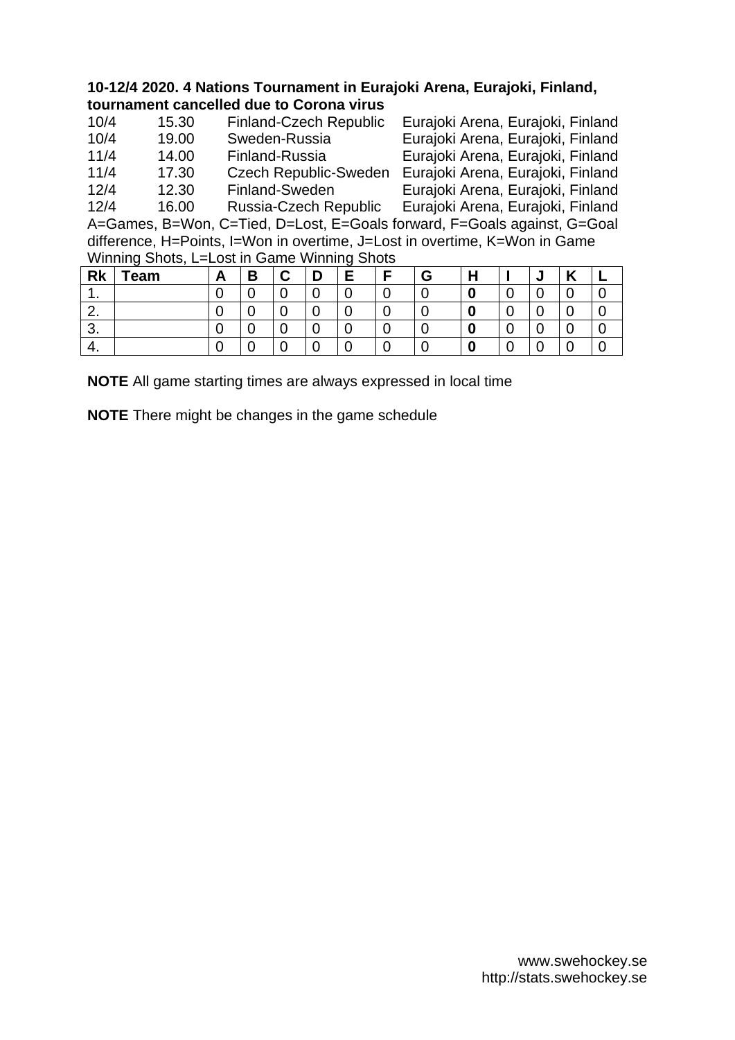**10-12/4 2020. 4 Nations Tournament in Eurajoki Arena, Eurajoki, Finland, tournament cancelled due to Corona virus**

| | | | |
|---|---|---|---|
| 10/4 | 15.30 | Finland-Czech Republic | Eurajoki Arena, Eurajoki, Finland |
| 10/4 | 19.00 | Sweden-Russia | Eurajoki Arena, Eurajoki, Finland |
| 11/4 | 14.00 | Finland-Russia | Eurajoki Arena, Eurajoki, Finland |
| 11/4 | 17.30 | Czech Republic-Sweden | Eurajoki Arena, Eurajoki, Finland |
| 12/4 | 12.30 | Finland-Sweden | Eurajoki Arena, Eurajoki, Finland |
| 12/4 | 16.00 | Russia-Czech Republic | Eurajoki Arena, Eurajoki, Finland |

A=Games, B=Won, C=Tied, D=Lost, E=Goals forward, F=Goals against, G=Goal difference, H=Points, I=Won in overtime, J=Lost in overtime, K=Won in Game Winning Shots, L=Lost in Game Winning Shots

| Rk | Team | A | B | C | D | E | F | G | H | I | J | K | L |
|---|---|---|---|---|---|---|---|---|---|---|---|---|---|
| 1. | | 0 | 0 | 0 | 0 | 0 | 0 | 0 | **0** | 0 | 0 | 0 | 0 |
| 2. | | 0 | 0 | 0 | 0 | 0 | 0 | 0 | **0** | 0 | 0 | 0 | 0 |
| 3. | | 0 | 0 | 0 | 0 | 0 | 0 | 0 | **0** | 0 | 0 | 0 | 0 |
| 4. | | 0 | 0 | 0 | 0 | 0 | 0 | 0 | **0** | 0 | 0 | 0 | 0 |

**NOTE** All game starting times are always expressed in local time

**NOTE** There might be changes in the game schedule

www.swehockey.se
http://stats.swehockey.se